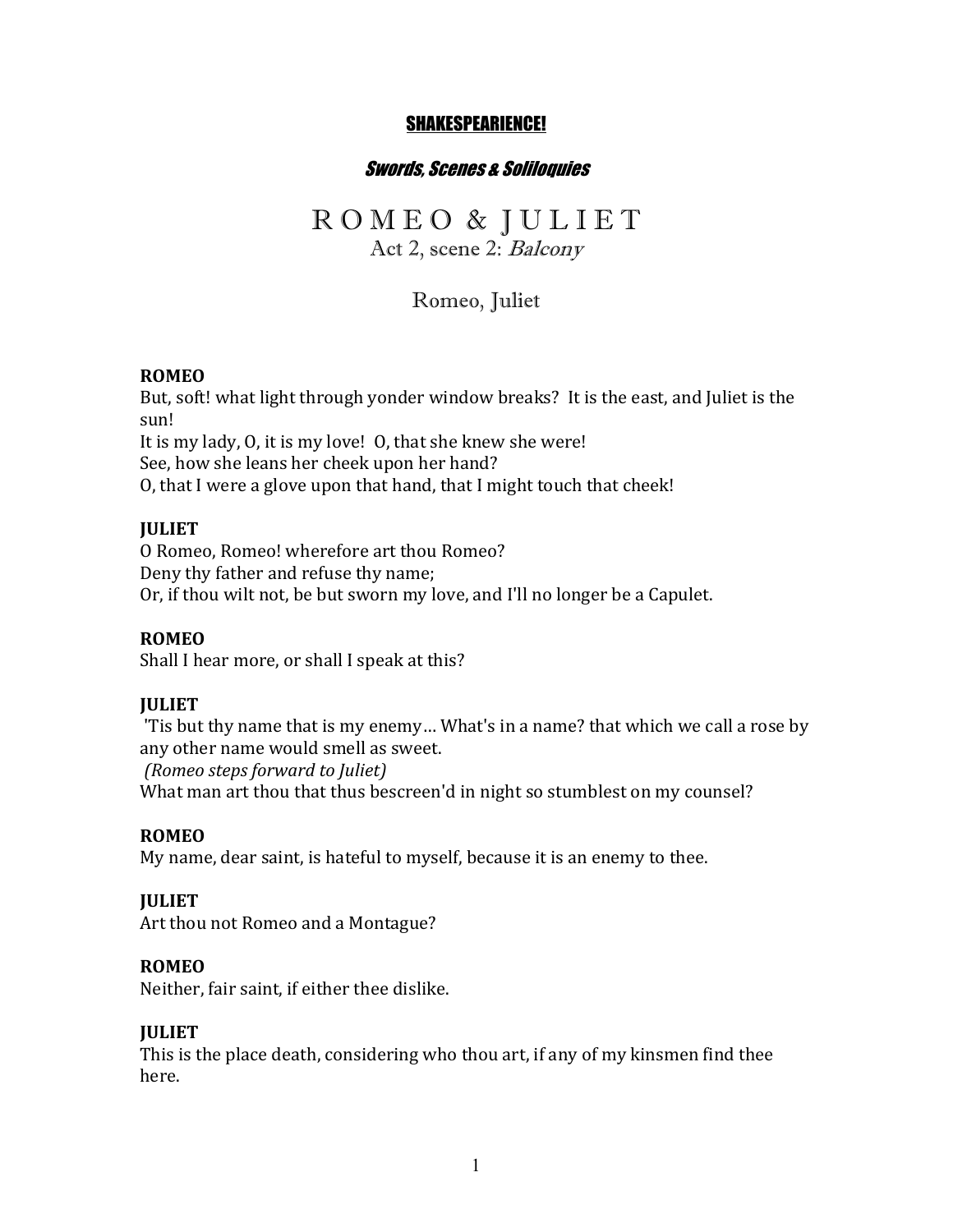**SHAKESPEARIENCE!**

***Swords, Scenes & Soliloquies***

# R O M E O & J U L I E T

Act 2, scene 2: *Balcony*

Romeo, Juliet

**ROMEO**
But, soft! what light through yonder window breaks? It is the east, and Juliet is the sun!
It is my lady, O, it is my love! O, that she knew she were!
See, how she leans her cheek upon her hand?
O, that I were a glove upon that hand, that I might touch that cheek!

**JULIET**
O Romeo, Romeo! wherefore art thou Romeo?
Deny thy father and refuse thy name;
Or, if thou wilt not, be but sworn my love, and I'll no longer be a Capulet.

**ROMEO**
Shall I hear more, or shall I speak at this?

**JULIET**
'Tis but thy name that is my enemy… What's in a name? that which we call a rose by any other name would smell as sweet.
*(Romeo steps forward to Juliet)*
What man art thou that thus bescreen'd in night so stumblest on my counsel?

**ROMEO**
My name, dear saint, is hateful to myself, because it is an enemy to thee.

**JULIET**
Art thou not Romeo and a Montague?

**ROMEO**
Neither, fair saint, if either thee dislike.

**JULIET**
This is the place death, considering who thou art, if any of my kinsmen find thee here.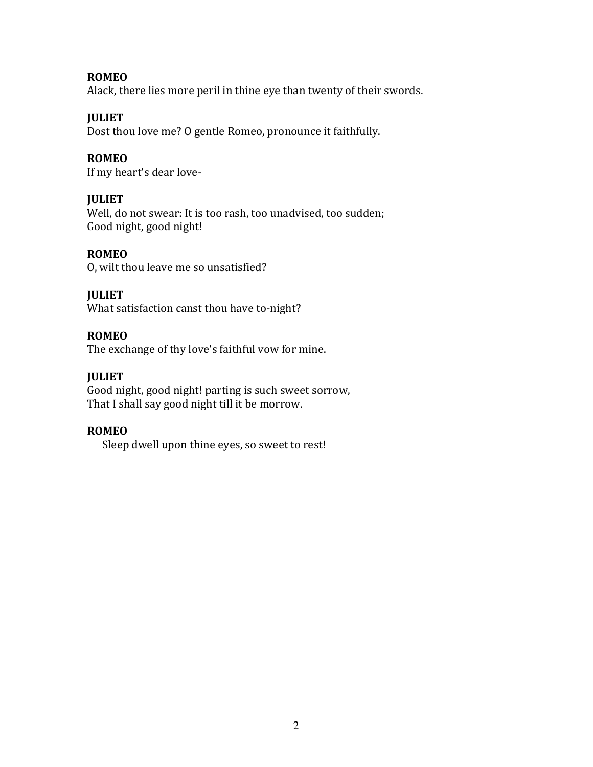**ROMEO**
Alack, there lies more peril in thine eye than twenty of their swords.

**JULIET**
Dost thou love me? O gentle Romeo, pronounce it faithfully.

**ROMEO**
If my heart's dear love-

**JULIET**
Well, do not swear: It is too rash, too unadvised, too sudden;
Good night, good night!

**ROMEO**
O, wilt thou leave me so unsatisfied?

**JULIET**
What satisfaction canst thou have to-night?

**ROMEO**
The exchange of thy love's faithful vow for mine.

**JULIET**
Good night, good night! parting is such sweet sorrow,
That I shall say good night till it be morrow.

**ROMEO**
Sleep dwell upon thine eyes, so sweet to rest!